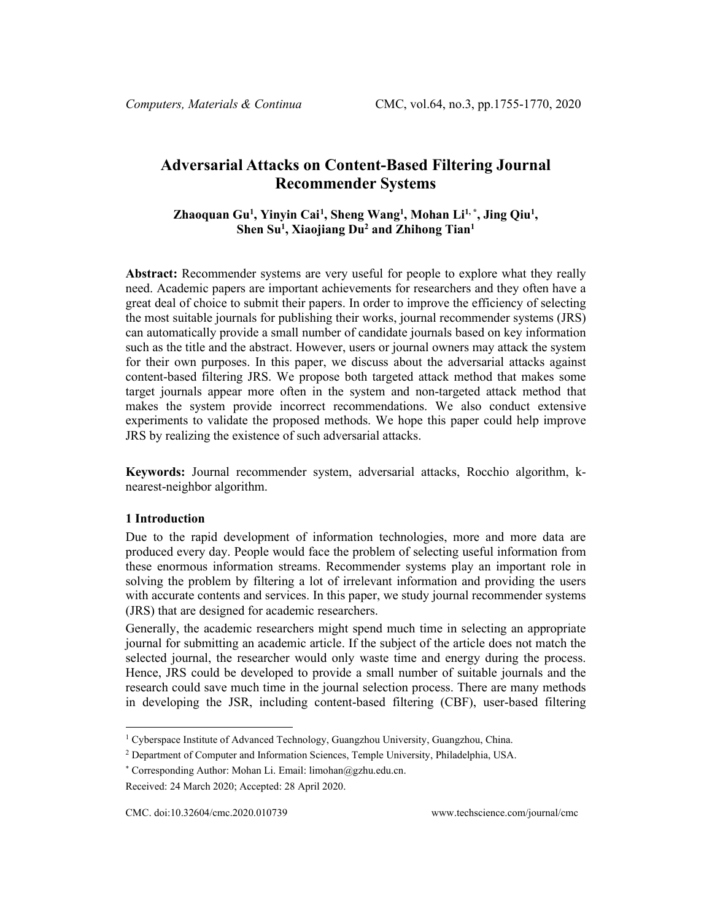# Adversarial Attacks on Content-Based Filtering Journal Recommender Systems

**Zhaoquan Gu[1], Yinyin Cai[1], Sheng Wang[1], Mohan Li[1,*], Jing Qiu[1], Shen Su[1], Xiaojiang Du[2] and Zhihong Tian[1]**

**Abstract:** Recommender systems are very useful for people to explore what they really need. Academic papers are important achievements for researchers and they often have a great deal of choice to submit their papers. In order to improve the efficiency of selecting the most suitable journals for publishing their works, journal recommender systems (JRS) can automatically provide a small number of candidate journals based on key information such as the title and the abstract. However, users or journal owners may attack the system for their own purposes. In this paper, we discuss about the adversarial attacks against content-based filtering JRS. We propose both targeted attack method that makes some target journals appear more often in the system and non-targeted attack method that makes the system provide incorrect recommendations. We also conduct extensive experiments to validate the proposed methods. We hope this paper could help improve JRS by realizing the existence of such adversarial attacks.

**Keywords:** Journal recommender system, adversarial attacks, Rocchio algorithm, k-nearest-neighbor algorithm.

## 1 Introduction

Due to the rapid development of information technologies, more and more data are produced every day. People would face the problem of selecting useful information from these enormous information streams. Recommender systems play an important role in solving the problem by filtering a lot of irrelevant information and providing the users with accurate contents and services. In this paper, we study journal recommender systems (JRS) that are designed for academic researchers.

Generally, the academic researchers might spend much time in selecting an appropriate journal for submitting an academic article. If the subject of the article does not match the selected journal, the researcher would only waste time and energy during the process. Hence, JRS could be developed to provide a small number of suitable journals and the research could save much time in the journal selection process. There are many methods in developing the JSR, including content-based filtering (CBF), user-based filtering

[1] Cyberspace Institute of Advanced Technology, Guangzhou University, Guangzhou, China.

[2] Department of Computer and Information Sciences, Temple University, Philadelphia, USA.

[*] Corresponding Author: Mohan Li. Email: limohan@gzhu.edu.cn.

Received: 24 March 2020; Accepted: 28 April 2020.

CMC. doi:10.32604/cmc.2020.010739 www.techscience.com/journal/cmc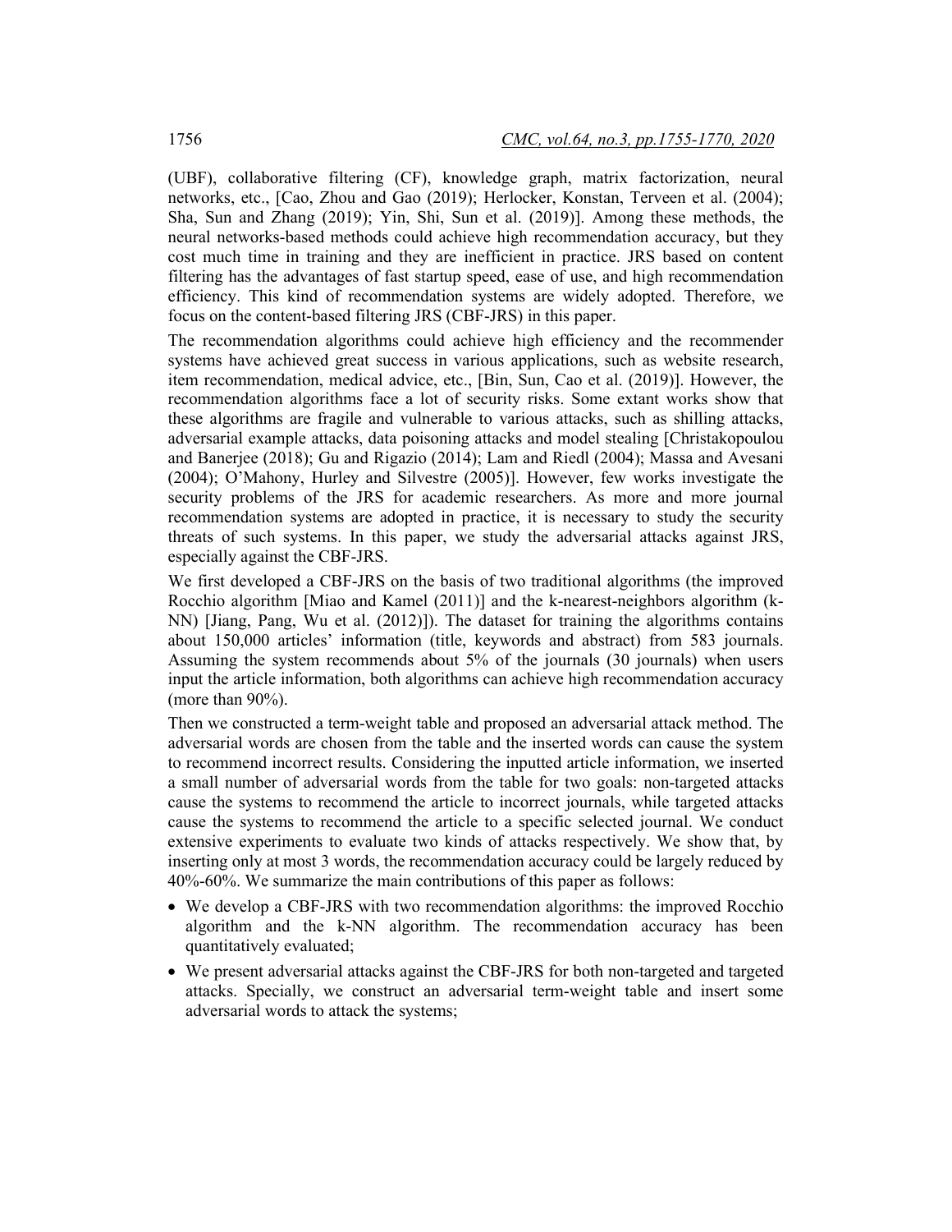(UBF), collaborative filtering (CF), knowledge graph, matrix factorization, neural networks, etc., [Cao, Zhou and Gao (2019); Herlocker, Konstan, Terveen et al. (2004); Sha, Sun and Zhang (2019); Yin, Shi, Sun et al. (2019)]. Among these methods, the neural networks-based methods could achieve high recommendation accuracy, but they cost much time in training and they are inefficient in practice. JRS based on content filtering has the advantages of fast startup speed, ease of use, and high recommendation efficiency. This kind of recommendation systems are widely adopted. Therefore, we focus on the content-based filtering JRS (CBF-JRS) in this paper.

The recommendation algorithms could achieve high efficiency and the recommender systems have achieved great success in various applications, such as website research, item recommendation, medical advice, etc., [Bin, Sun, Cao et al. (2019)]. However, the recommendation algorithms face a lot of security risks. Some extant works show that these algorithms are fragile and vulnerable to various attacks, such as shilling attacks, adversarial example attacks, data poisoning attacks and model stealing [Christakopoulou and Banerjee (2018); Gu and Rigazio (2014); Lam and Riedl (2004); Massa and Avesani (2004); O'Mahony, Hurley and Silvestre (2005)]. However, few works investigate the security problems of the JRS for academic researchers. As more and more journal recommendation systems are adopted in practice, it is necessary to study the security threats of such systems. In this paper, we study the adversarial attacks against JRS, especially against the CBF-JRS.

We first developed a CBF-JRS on the basis of two traditional algorithms (the improved Rocchio algorithm [Miao and Kamel (2011)] and the k-nearest-neighbors algorithm (k-NN) [Jiang, Pang, Wu et al. (2012)]). The dataset for training the algorithms contains about 150,000 articles' information (title, keywords and abstract) from 583 journals. Assuming the system recommends about 5% of the journals (30 journals) when users input the article information, both algorithms can achieve high recommendation accuracy (more than 90%).

Then we constructed a term-weight table and proposed an adversarial attack method. The adversarial words are chosen from the table and the inserted words can cause the system to recommend incorrect results. Considering the inputted article information, we inserted a small number of adversarial words from the table for two goals: non-targeted attacks cause the systems to recommend the article to incorrect journals, while targeted attacks cause the systems to recommend the article to a specific selected journal. We conduct extensive experiments to evaluate two kinds of attacks respectively. We show that, by inserting only at most 3 words, the recommendation accuracy could be largely reduced by 40%-60%. We summarize the main contributions of this paper as follows:

- We develop a CBF-JRS with two recommendation algorithms: the improved Rocchio algorithm and the k-NN algorithm. The recommendation accuracy has been quantitatively evaluated;
- We present adversarial attacks against the CBF-JRS for both non-targeted and targeted attacks. Specially, we construct an adversarial term-weight table and insert some adversarial words to attack the systems;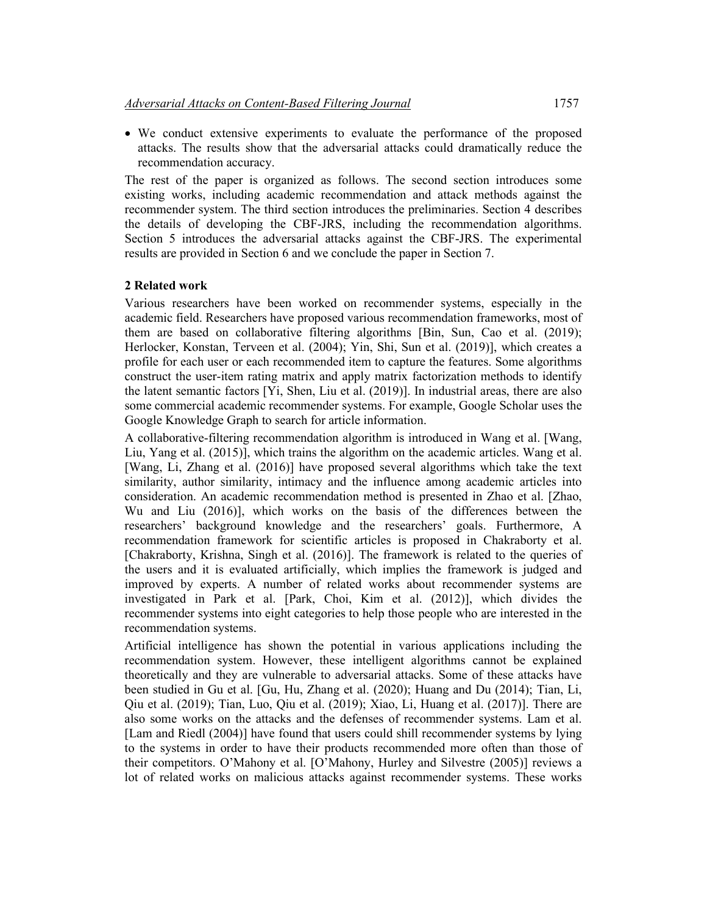- We conduct extensive experiments to evaluate the performance of the proposed attacks. The results show that the adversarial attacks could dramatically reduce the recommendation accuracy.

The rest of the paper is organized as follows. The second section introduces some existing works, including academic recommendation and attack methods against the recommender system. The third section introduces the preliminaries. Section 4 describes the details of developing the CBF-JRS, including the recommendation algorithms. Section 5 introduces the adversarial attacks against the CBF-JRS. The experimental results are provided in Section 6 and we conclude the paper in Section 7.

## 2 Related work

Various researchers have been worked on recommender systems, especially in the academic field. Researchers have proposed various recommendation frameworks, most of them are based on collaborative filtering algorithms [Bin, Sun, Cao et al. (2019); Herlocker, Konstan, Terveen et al. (2004); Yin, Shi, Sun et al. (2019)], which creates a profile for each user or each recommended item to capture the features. Some algorithms construct the user-item rating matrix and apply matrix factorization methods to identify the latent semantic factors [Yi, Shen, Liu et al. (2019)]. In industrial areas, there are also some commercial academic recommender systems. For example, Google Scholar uses the Google Knowledge Graph to search for article information.

A collaborative-filtering recommendation algorithm is introduced in Wang et al. [Wang, Liu, Yang et al. (2015)], which trains the algorithm on the academic articles. Wang et al. [Wang, Li, Zhang et al. (2016)] have proposed several algorithms which take the text similarity, author similarity, intimacy and the influence among academic articles into consideration. An academic recommendation method is presented in Zhao et al. [Zhao, Wu and Liu (2016)], which works on the basis of the differences between the researchers' background knowledge and the researchers' goals. Furthermore, A recommendation framework for scientific articles is proposed in Chakraborty et al. [Chakraborty, Krishna, Singh et al. (2016)]. The framework is related to the queries of the users and it is evaluated artificially, which implies the framework is judged and improved by experts. A number of related works about recommender systems are investigated in Park et al. [Park, Choi, Kim et al. (2012)], which divides the recommender systems into eight categories to help those people who are interested in the recommendation systems.

Artificial intelligence has shown the potential in various applications including the recommendation system. However, these intelligent algorithms cannot be explained theoretically and they are vulnerable to adversarial attacks. Some of these attacks have been studied in Gu et al. [Gu, Hu, Zhang et al. (2020); Huang and Du (2014); Tian, Li, Qiu et al. (2019); Tian, Luo, Qiu et al. (2019); Xiao, Li, Huang et al. (2017)]. There are also some works on the attacks and the defenses of recommender systems. Lam et al. [Lam and Riedl (2004)] have found that users could shill recommender systems by lying to the systems in order to have their products recommended more often than those of their competitors. O'Mahony et al. [O'Mahony, Hurley and Silvestre (2005)] reviews a lot of related works on malicious attacks against recommender systems. These works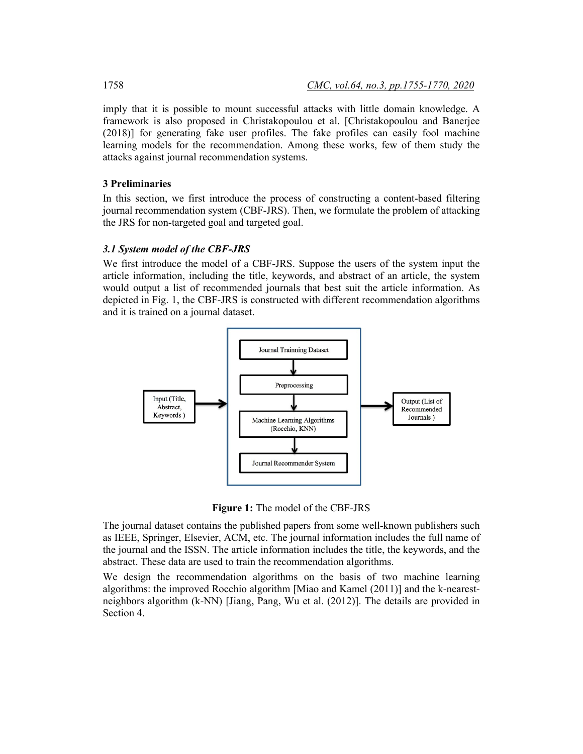imply that it is possible to mount successful attacks with little domain knowledge. A framework is also proposed in Christakopoulou et al. [Christakopoulou and Banerjee (2018)] for generating fake user profiles. The fake profiles can easily fool machine learning models for the recommendation. Among these works, few of them study the attacks against journal recommendation systems.

## 3 Preliminaries

In this section, we first introduce the process of constructing a content-based filtering journal recommendation system (CBF-JRS). Then, we formulate the problem of attacking the JRS for non-targeted goal and targeted goal.

### *3.1 System model of the CBF-JRS*

We first introduce the model of a CBF-JRS. Suppose the users of the system input the article information, including the title, keywords, and abstract of an article, the system would output a list of recommended journals that best suit the article information. As depicted in Fig. 1, the CBF-JRS is constructed with different recommendation algorithms and it is trained on a journal dataset.

Input (Title, Abstract, Keywords ) → [Journal Trainning Dataset → Preprocessing → Machine Learning Algorithms (Rocchio, KNN) → Journal Recommender System] → Output (List of Recommended Journals )

**Figure 1:** The model of the CBF-JRS

The journal dataset contains the published papers from some well-known publishers such as IEEE, Springer, Elsevier, ACM, etc. The journal information includes the full name of the journal and the ISSN. The article information includes the title, the keywords, and the abstract. These data are used to train the recommendation algorithms.

We design the recommendation algorithms on the basis of two machine learning algorithms: the improved Rocchio algorithm [Miao and Kamel (2011)] and the k-nearest-neighbors algorithm (k-NN) [Jiang, Pang, Wu et al. (2012)]. The details are provided in Section 4.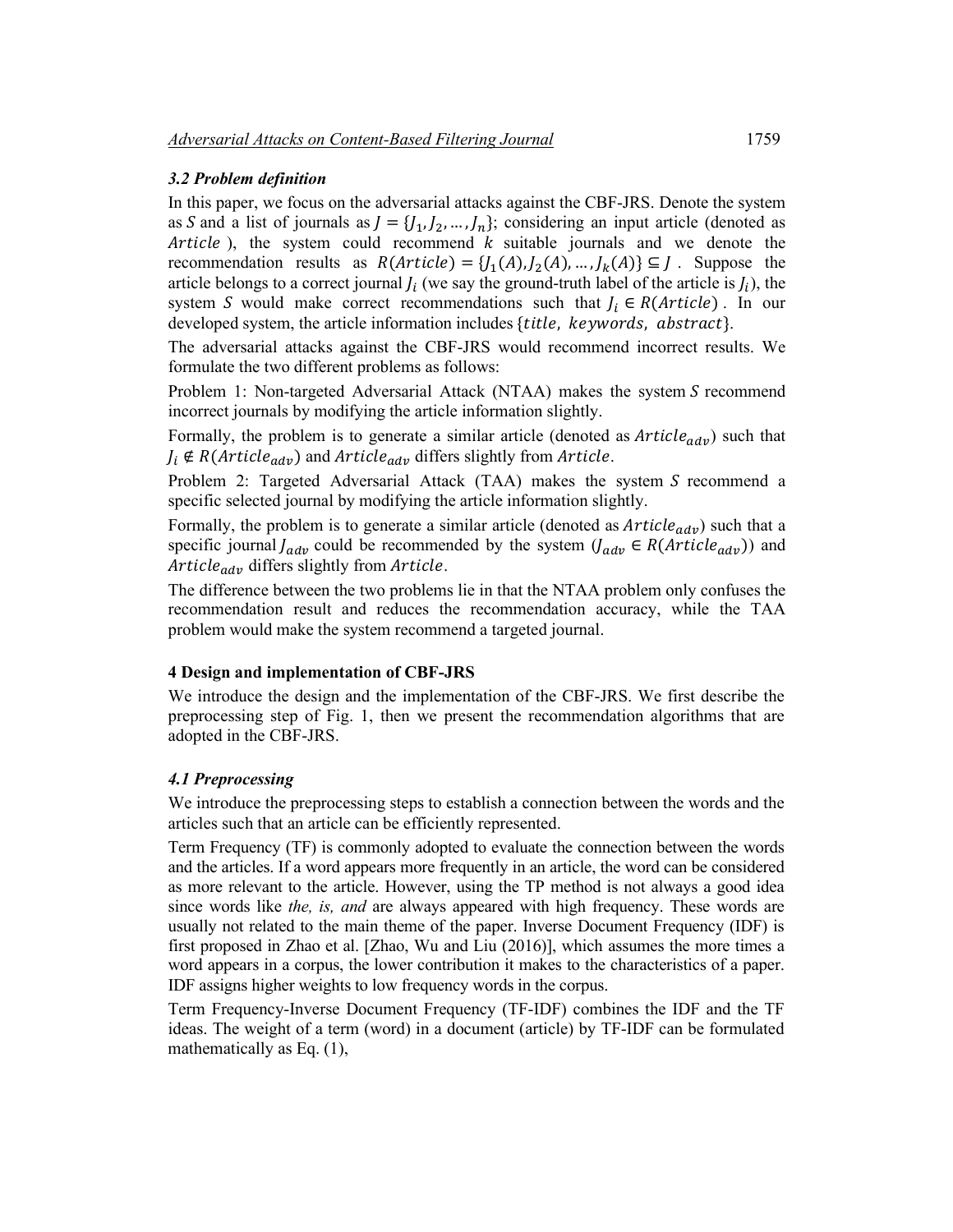### *3.2 Problem definition*

In this paper, we focus on the adversarial attacks against the CBF-JRS. Denote the system as $S$ and a list of journals as $J = \{J_1, J_2, \ldots, J_n\}$; considering an input article (denoted as $Article$), the system could recommend $k$ suitable journals and we denote the recommendation results as $R(Article) = \{J_1(A), J_2(A), \ldots, J_k(A)\} \subseteq J$. Suppose the article belongs to a correct journal $J_i$ (we say the ground-truth label of the article is $J_i$), the system $S$ would make correct recommendations such that $J_i \in R(Article)$. In our developed system, the article information includes $\{title,\ keywords,\ abstract\}$.

The adversarial attacks against the CBF-JRS would recommend incorrect results. We formulate the two different problems as follows:

Problem 1: Non-targeted Adversarial Attack (NTAA) makes the system $S$ recommend incorrect journals by modifying the article information slightly.

Formally, the problem is to generate a similar article (denoted as $Article_{adv}$) such that $J_i \notin R(Article_{adv})$ and $Article_{adv}$ differs slightly from $Article$.

Problem 2: Targeted Adversarial Attack (TAA) makes the system $S$ recommend a specific selected journal by modifying the article information slightly.

Formally, the problem is to generate a similar article (denoted as $Article_{adv}$) such that a specific journal $J_{adv}$ could be recommended by the system ($J_{adv} \in R(Article_{adv})$) and $Article_{adv}$ differs slightly from $Article$.

The difference between the two problems lie in that the NTAA problem only confuses the recommendation result and reduces the recommendation accuracy, while the TAA problem would make the system recommend a targeted journal.

## 4 Design and implementation of CBF-JRS

We introduce the design and the implementation of the CBF-JRS. We first describe the preprocessing step of Fig. 1, then we present the recommendation algorithms that are adopted in the CBF-JRS.

### *4.1 Preprocessing*

We introduce the preprocessing steps to establish a connection between the words and the articles such that an article can be efficiently represented.

Term Frequency (TF) is commonly adopted to evaluate the connection between the words and the articles. If a word appears more frequently in an article, the word can be considered as more relevant to the article. However, using the TP method is not always a good idea since words like *the, is, and* are always appeared with high frequency. These words are usually not related to the main theme of the paper. Inverse Document Frequency (IDF) is first proposed in Zhao et al. [Zhao, Wu and Liu (2016)], which assumes the more times a word appears in a corpus, the lower contribution it makes to the characteristics of a paper. IDF assigns higher weights to low frequency words in the corpus.

Term Frequency-Inverse Document Frequency (TF-IDF) combines the IDF and the TF ideas. The weight of a term (word) in a document (article) by TF-IDF can be formulated mathematically as Eq. (1),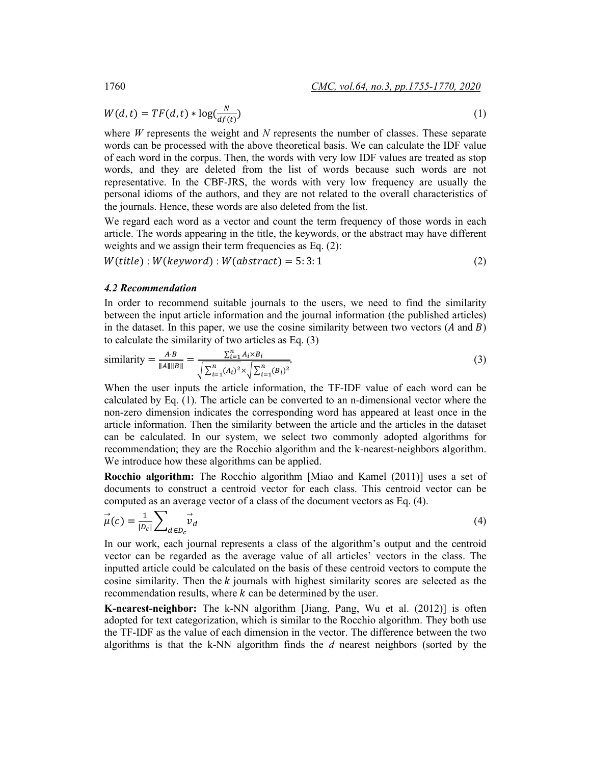$$W(d,t) = TF(d,t) * \log(\frac{N}{df(t)}) \tag{1}$$

where $W$ represents the weight and $N$ represents the number of classes. These separate words can be processed with the above theoretical basis. We can calculate the IDF value of each word in the corpus. Then, the words with very low IDF values are treated as stop words, and they are deleted from the list of words because such words are not representative. In the CBF-JRS, the words with very low frequency are usually the personal idioms of the authors, and they are not related to the overall characteristics of the journals. Hence, these words are also deleted from the list.

We regard each word as a vector and count the term frequency of those words in each article. The words appearing in the title, the keywords, or the abstract may have different weights and we assign their term frequencies as Eq. (2):

$$W(title) : W(keyword) : W(abstract) = 5:3:1 \tag{2}$$

### *4.2 Recommendation*

In order to recommend suitable journals to the users, we need to find the similarity between the input article information and the journal information (the published articles) in the dataset. In this paper, we use the cosine similarity between two vectors ($A$ and $B$) to calculate the similarity of two articles as Eq. (3)

$$\text{similarity} = \frac{A \cdot B}{\|A\|\|B\|} = \frac{\sum_{i=1}^{n} A_i \times B_i}{\sqrt{\sum_{i=1}^{n}(A_i)^2} \times \sqrt{\sum_{i=1}^{n}(B_i)^2}}. \tag{3}$$

When the user inputs the article information, the TF-IDF value of each word can be calculated by Eq. (1). The article can be converted to an n-dimensional vector where the non-zero dimension indicates the corresponding word has appeared at least once in the article information. Then the similarity between the article and the articles in the dataset can be calculated. In our system, we select two commonly adopted algorithms for recommendation; they are the Rocchio algorithm and the k-nearest-neighbors algorithm. We introduce how these algorithms can be applied.

**Rocchio algorithm:** The Rocchio algorithm [Miao and Kamel (2011)] uses a set of documents to construct a centroid vector for each class. This centroid vector can be computed as an average vector of a class of the document vectors as Eq. (4).

$$\vec{\mu}(c) = \frac{1}{|D_c|} \sum_{d \in D_c} \vec{v}_d \tag{4}$$

In our work, each journal represents a class of the algorithm's output and the centroid vector can be regarded as the average value of all articles' vectors in the class. The inputted article could be calculated on the basis of these centroid vectors to compute the cosine similarity. Then the $k$ journals with highest similarity scores are selected as the recommendation results, where $k$ can be determined by the user.

**K-nearest-neighbor:** The k-NN algorithm [Jiang, Pang, Wu et al. (2012)] is often adopted for text categorization, which is similar to the Rocchio algorithm. They both use the TF-IDF as the value of each dimension in the vector. The difference between the two algorithms is that the k-NN algorithm finds the *d* nearest neighbors (sorted by the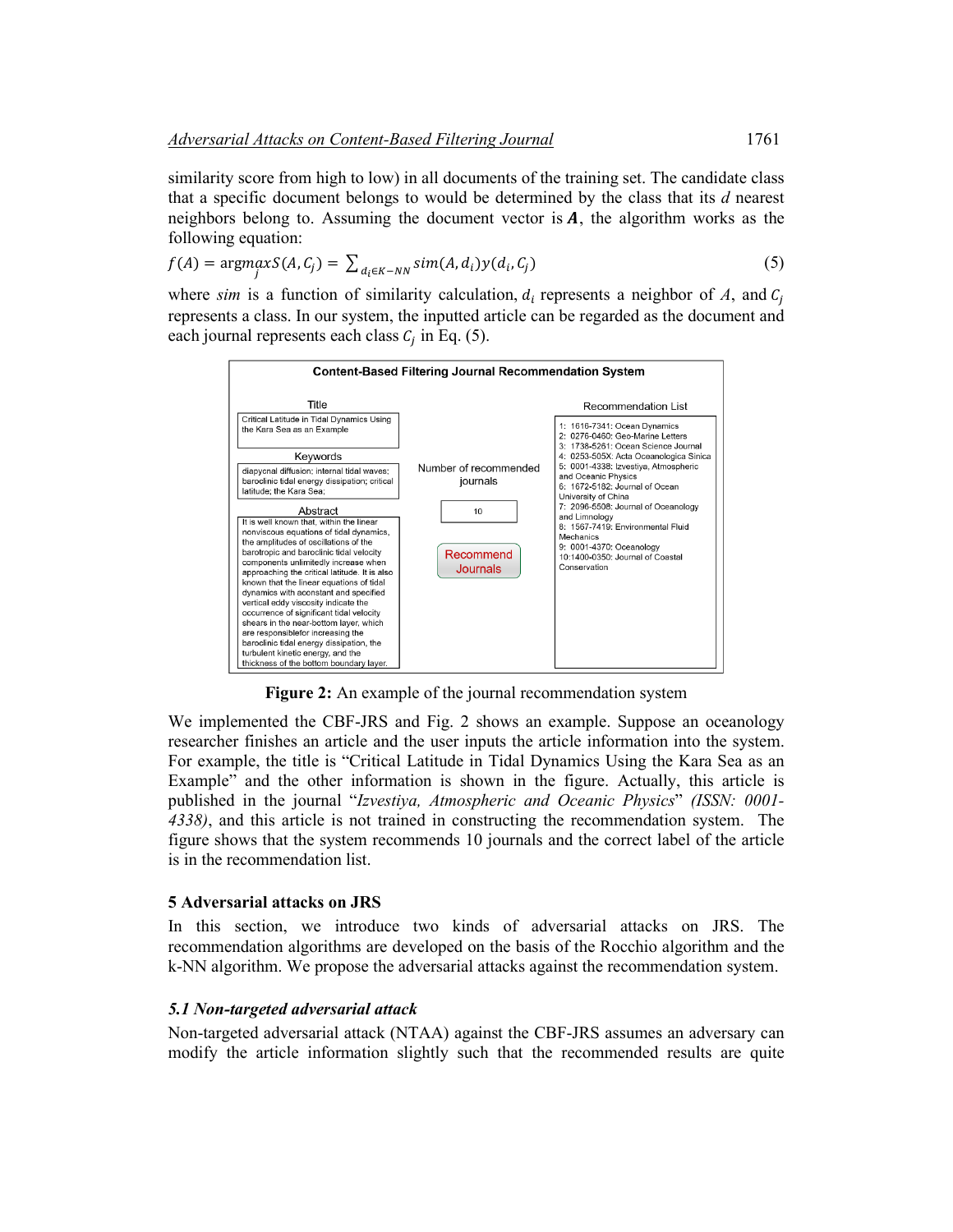similarity score from high to low) in all documents of the training set. The candidate class that a specific document belongs to would be determined by the class that its $d$ nearest neighbors belong to. Assuming the document vector is $\boldsymbol{A}$, the algorithm works as the following equation:

$$f(A) = \underset{j}{\operatorname{argmax}} S(A, C_j) = \sum_{d_i \in K-NN} sim(A, d_i) y(d_i, C_j) \tag{5}$$

where *sim* is a function of similarity calculation, $d_i$ represents a neighbor of $A$, and $C_j$ represents a class. In our system, the inputted article can be regarded as the document and each journal represents each class $C_j$ in Eq. (5).

**Content-Based Filtering Journal Recommendation System**

Title: Critical Latitude in Tidal Dynamics Using the Kara Sea as an Example

Keywords: diapycnal diffusion; internal tidal waves; baroclinic tidal energy dissipation; critical latitude; the Kara Sea;

Abstract: It is well known that, within the linear nonviscous equations of tidal dynamics, the amplitudes of oscillations of the barotropic and baroclinic tidal velocity components unlimitedly increase when approaching the critical latitude. It is also known that the linear equations of tidal dynamics with aconstant and specified vertical eddy viscosity indicate the occurrence of significant tidal velocity shears in the near-bottom layer, which are responsiblefor increasing the baroclinic tidal energy dissipation, the turbulent kinetic energy, and the thickness of the bottom boundary layer.

Number of recommended journals: 10

Recommend Journals

Recommendation List:
1: 1616-7341: Ocean Dynamics
2: 0276-0460: Geo-Marine Letters
3: 1738-5261: Ocean Science Journal
4: 0253-505X: Acta Oceanologica Sinica
5: 0001-4338: Izvestiya, Atmospheric and Oceanic Physics
6: 1672-5182: Journal of Ocean University of China
7: 2096-5508: Journal of Oceanology and Limnology
8: 1567-7419: Environmental Fluid Mechanics
9: 0001-4370: Oceanology
10: 1400-0350: Journal of Coastal Conservation

**Figure 2:** An example of the journal recommendation system

We implemented the CBF-JRS and Fig. 2 shows an example. Suppose an oceanology researcher finishes an article and the user inputs the article information into the system. For example, the title is "Critical Latitude in Tidal Dynamics Using the Kara Sea as an Example" and the other information is shown in the figure. Actually, this article is published in the journal "*Izvestiya, Atmospheric and Oceanic Physics*" *(ISSN: 0001-4338)*, and this article is not trained in constructing the recommendation system. The figure shows that the system recommends 10 journals and the correct label of the article is in the recommendation list.

## 5 Adversarial attacks on JRS

In this section, we introduce two kinds of adversarial attacks on JRS. The recommendation algorithms are developed on the basis of the Rocchio algorithm and the k-NN algorithm. We propose the adversarial attacks against the recommendation system.

### *5.1 Non-targeted adversarial attack*

Non-targeted adversarial attack (NTAA) against the CBF-JRS assumes an adversary can modify the article information slightly such that the recommended results are quite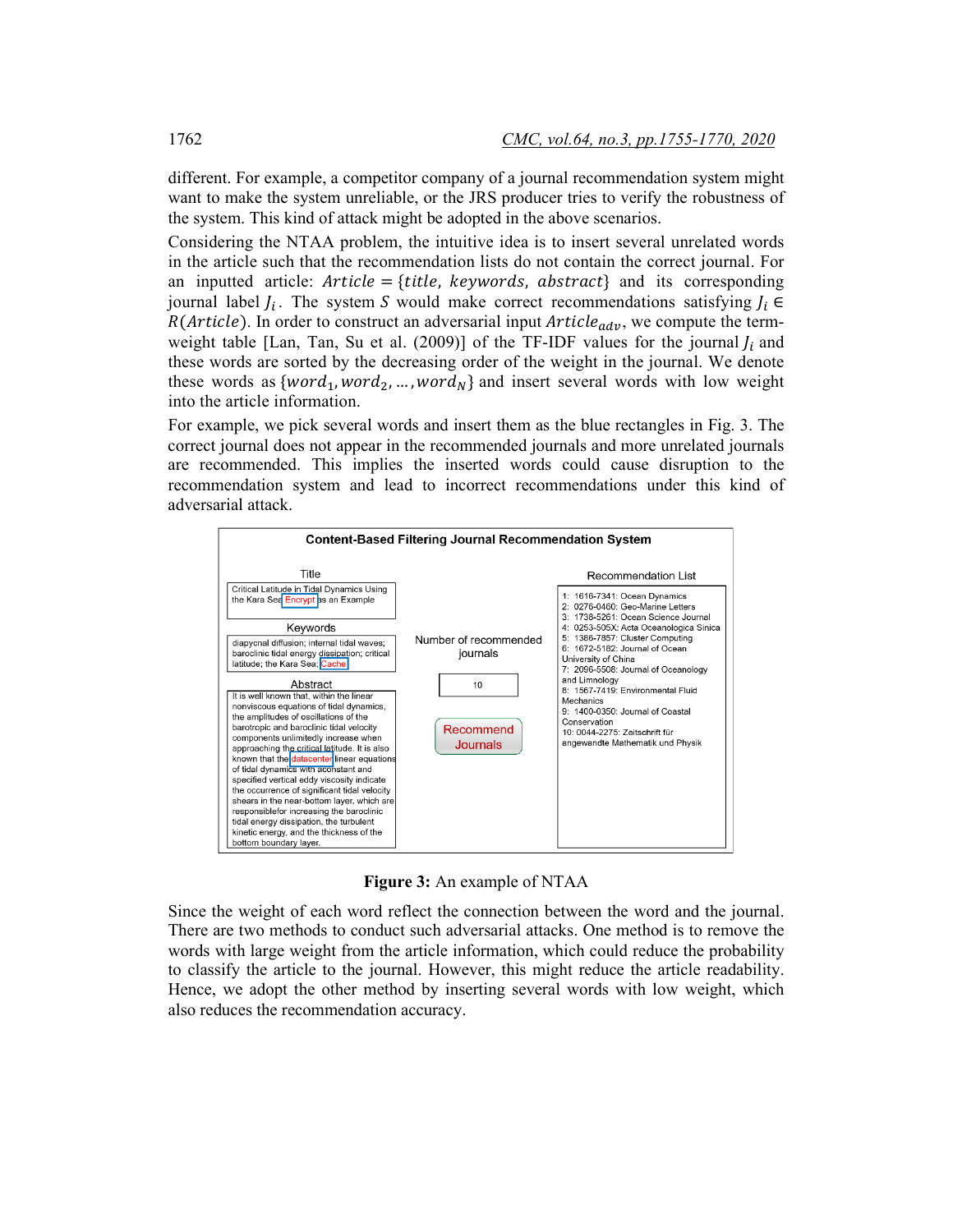different. For example, a competitor company of a journal recommendation system might want to make the system unreliable, or the JRS producer tries to verify the robustness of the system. This kind of attack might be adopted in the above scenarios.

Considering the NTAA problem, the intuitive idea is to insert several unrelated words in the article such that the recommendation lists do not contain the correct journal. For an inputted article: $Article = \{title,\ keywords,\ abstract\}$ and its corresponding journal label $J_i$. The system $S$ would make correct recommendations satisfying $J_i \in R(Article)$. In order to construct an adversarial input $Article_{adv}$, we compute the term-weight table [Lan, Tan, Su et al. (2009)] of the TF-IDF values for the journal $J_i$ and these words are sorted by the decreasing order of the weight in the journal. We denote these words as $\{word_1, word_2, \ldots, word_N\}$ and insert several words with low weight into the article information.

For example, we pick several words and insert them as the blue rectangles in Fig. 3. The correct journal does not appear in the recommended journals and more unrelated journals are recommended. This implies the inserted words could cause disruption to the recommendation system and lead to incorrect recommendations under this kind of adversarial attack.

**Content-Based Filtering Journal Recommendation System**

Title: Critical Latitude in Tidal Dynamics Using the Kara Sea Encrypt as an Example

Keywords: diapycnal diffusion; internal tidal waves; baroclinic tidal energy dissipation; critical latitude; the Kara Sea; Cache

Abstract: It is well known that, within the linear nonviscous equations of tidal dynamics, the amplitudes of oscillations of the barotropic and baroclinic tidal velocity components unlimitedly increase when approaching the critical latitude. It is also known that the datacenter linear equations of tidal dynamics with aconstant and specified vertical eddy viscosity indicate the occurrence of significant tidal velocity shears in the near-bottom layer, which are responsiblefor increasing the baroclinic tidal energy dissipation, the turbulent kinetic energy, and the thickness of the bottom boundary layer.

Number of recommended journals: 10

Recommend Journals

Recommendation List:
1: 1616-7341: Ocean Dynamics
2: 0276-0460: Geo-Marine Letters
3: 1738-5261: Ocean Science Journal
4: 0253-505X: Acta Oceanologica Sinica
5: 1386-7857: Cluster Computing
6: 1672-5182: Journal of Ocean University of China
7: 2096-5508: Journal of Oceanology and Limnology
8: 1567-7419: Environmental Fluid Mechanics
9: 1400-0350: Journal of Coastal Conservation
10: 0044-2275: Zeitschrift für angewandte Mathematik und Physik

**Figure 3:** An example of NTAA

Since the weight of each word reflect the connection between the word and the journal. There are two methods to conduct such adversarial attacks. One method is to remove the words with large weight from the article information, which could reduce the probability to classify the article to the journal. However, this might reduce the article readability. Hence, we adopt the other method by inserting several words with low weight, which also reduces the recommendation accuracy.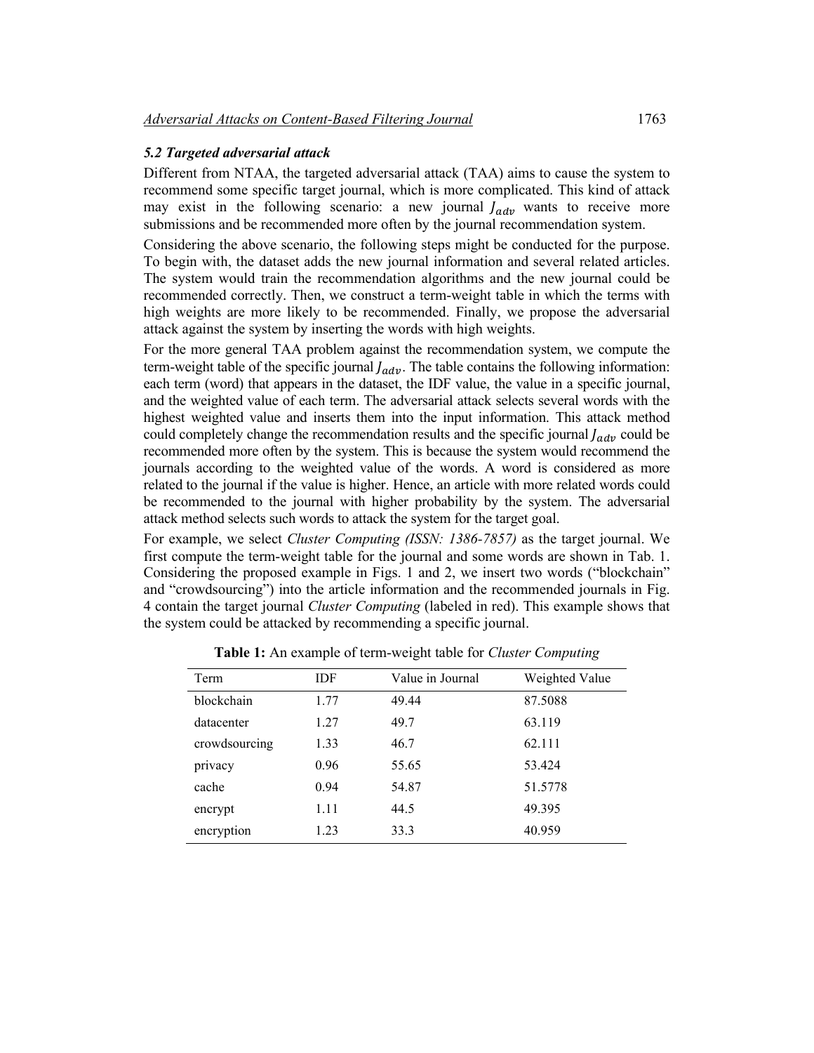### *5.2 Targeted adversarial attack*

Different from NTAA, the targeted adversarial attack (TAA) aims to cause the system to recommend some specific target journal, which is more complicated. This kind of attack may exist in the following scenario: a new journal $J_{adv}$ wants to receive more submissions and be recommended more often by the journal recommendation system.

Considering the above scenario, the following steps might be conducted for the purpose. To begin with, the dataset adds the new journal information and several related articles. The system would train the recommendation algorithms and the new journal could be recommended correctly. Then, we construct a term-weight table in which the terms with high weights are more likely to be recommended. Finally, we propose the adversarial attack against the system by inserting the words with high weights.

For the more general TAA problem against the recommendation system, we compute the term-weight table of the specific journal $J_{adv}$. The table contains the following information: each term (word) that appears in the dataset, the IDF value, the value in a specific journal, and the weighted value of each term. The adversarial attack selects several words with the highest weighted value and inserts them into the input information. This attack method could completely change the recommendation results and the specific journal $J_{adv}$ could be recommended more often by the system. This is because the system would recommend the journals according to the weighted value of the words. A word is considered as more related to the journal if the value is higher. Hence, an article with more related words could be recommended to the journal with higher probability by the system. The adversarial attack method selects such words to attack the system for the target goal.

For example, we select *Cluster Computing (ISSN: 1386-7857)* as the target journal. We first compute the term-weight table for the journal and some words are shown in Tab. 1. Considering the proposed example in Figs. 1 and 2, we insert two words ("blockchain" and "crowdsourcing") into the article information and the recommended journals in Fig. 4 contain the target journal *Cluster Computing* (labeled in red). This example shows that the system could be attacked by recommending a specific journal.

**Table 1:** An example of term-weight table for *Cluster Computing*

| Term | IDF | Value in Journal | Weighted Value |
|---|---|---|---|
| blockchain | 1.77 | 49.44 | 87.5088 |
| datacenter | 1.27 | 49.7 | 63.119 |
| crowdsourcing | 1.33 | 46.7 | 62.111 |
| privacy | 0.96 | 55.65 | 53.424 |
| cache | 0.94 | 54.87 | 51.5778 |
| encrypt | 1.11 | 44.5 | 49.395 |
| encryption | 1.23 | 33.3 | 40.959 |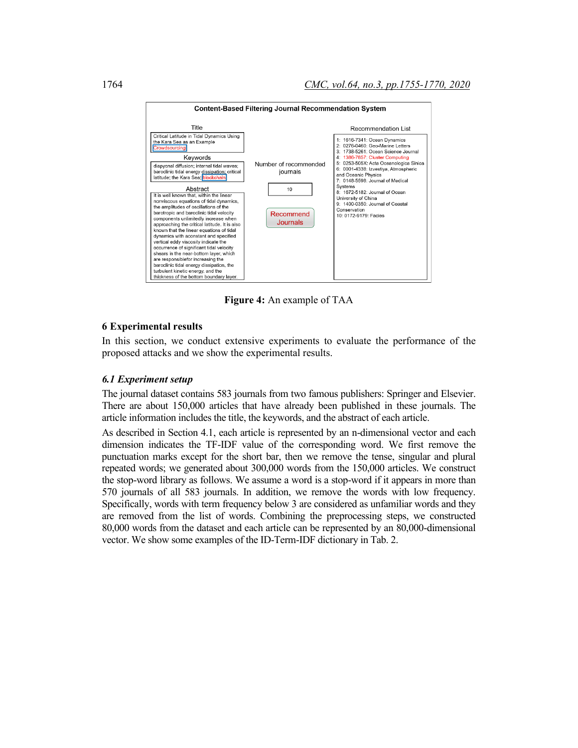**Content-Based Filtering Journal Recommendation System**

Title

Critical Latitude in Tidal Dynamics Using the Kara Sea as an Example Crowdsourcing

Keywords

diapycnal diffusion; internal tidal waves; baroclinic tidal energy dissipation; critical latitude; the Kara Sea; blockchain

Abstract

It is well known that, within the linear nonviscous equations of tidal dynamics, the amplitudes of oscillations of the barotropic and baroclinic tidal velocity components unlimitedly increase when approaching the critical latitude. It is also known that the linear equations of tidal dynamics with aconstant and specified vertical eddy viscosity indicate the occurrence of significant tidal velocity shears in the near-bottom layer, which are responsiblefor increasing the baroclinic tidal energy dissipation, the turbulent kinetic energy, and the thickness of the bottom boundary layer.

Number of recommended journals

10

Recommend Journals

Recommendation List

1: 1616-7341: Ocean Dynamics
2: 0276-0460: Geo-Marine Letters
3: 1738-5261: Ocean Science Journal
4: 1386-7857: Cluster Computing
5: 0253-505X: Acta Oceanologica Sinica
6: 0001-4338: Izvestiya, Atmospheric and Oceanic Physics
7: 0148-5598: Journal of Medical Systems
8: 1672-5182: Journal of Ocean University of China
9: 1400-0350: Journal of Coastal Conservation
10: 0172-9179: Facies

**Figure 4:** An example of TAA

## 6 Experimental results

In this section, we conduct extensive experiments to evaluate the performance of the proposed attacks and we show the experimental results.

### *6.1 Experiment setup*

The journal dataset contains 583 journals from two famous publishers: Springer and Elsevier. There are about 150,000 articles that have already been published in these journals. The article information includes the title, the keywords, and the abstract of each article.

As described in Section 4.1, each article is represented by an n-dimensional vector and each dimension indicates the TF-IDF value of the corresponding word. We first remove the punctuation marks except for the short bar, then we remove the tense, singular and plural repeated words; we generated about 300,000 words from the 150,000 articles. We construct the stop-word library as follows. We assume a word is a stop-word if it appears in more than 570 journals of all 583 journals. In addition, we remove the words with low frequency. Specifically, words with term frequency below 3 are considered as unfamiliar words and they are removed from the list of words. Combining the preprocessing steps, we constructed 80,000 words from the dataset and each article can be represented by an 80,000-dimensional vector. We show some examples of the ID-Term-IDF dictionary in Tab. 2.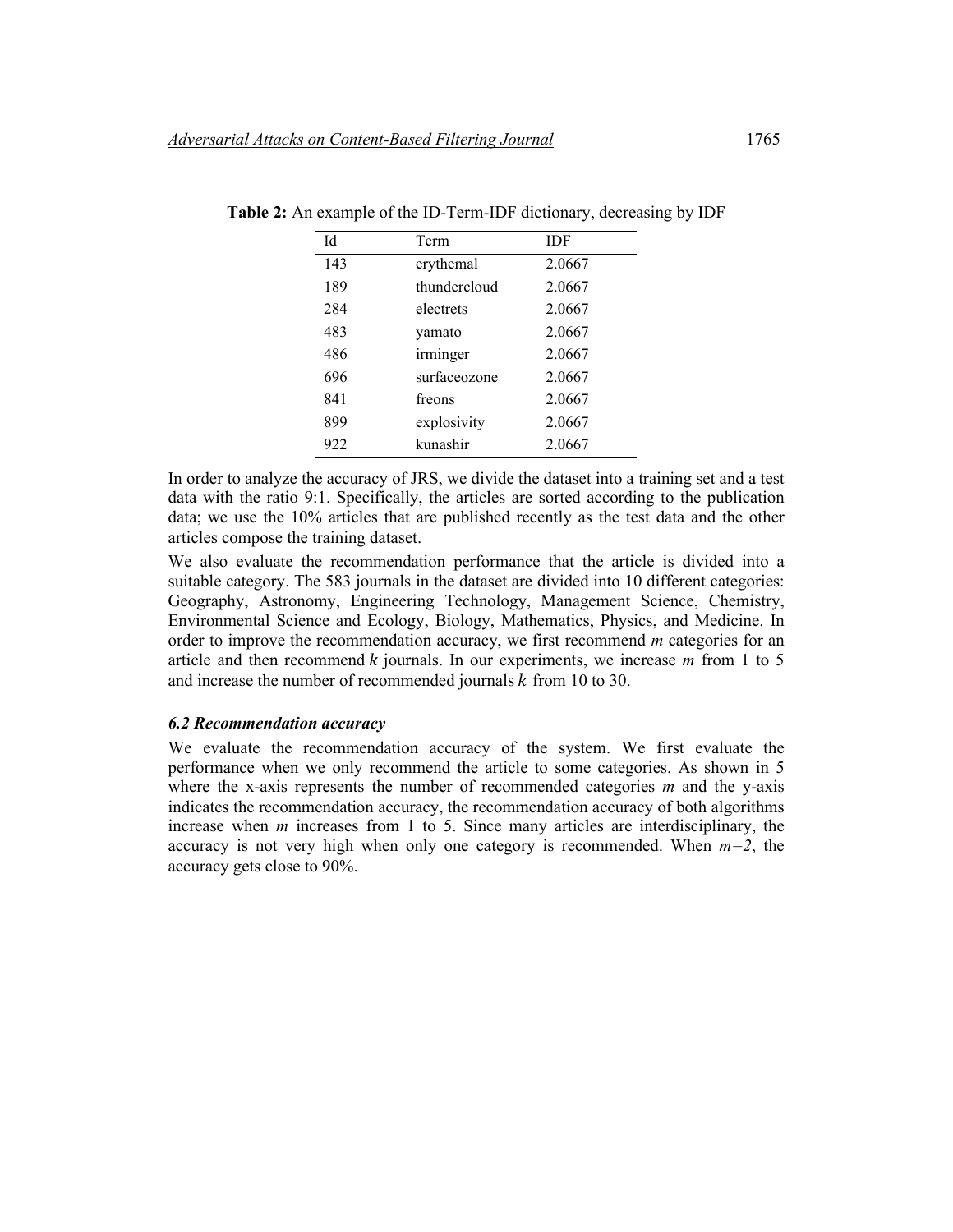**Table 2:** An example of the ID-Term-IDF dictionary, decreasing by IDF

| Id | Term | IDF |
|---|---|---|
| 143 | erythemal | 2.0667 |
| 189 | thundercloud | 2.0667 |
| 284 | electrets | 2.0667 |
| 483 | yamato | 2.0667 |
| 486 | irminger | 2.0667 |
| 696 | surfaceozone | 2.0667 |
| 841 | freons | 2.0667 |
| 899 | explosivity | 2.0667 |
| 922 | kunashir | 2.0667 |

In order to analyze the accuracy of JRS, we divide the dataset into a training set and a test data with the ratio 9:1. Specifically, the articles are sorted according to the publication data; we use the 10% articles that are published recently as the test data and the other articles compose the training dataset.

We also evaluate the recommendation performance that the article is divided into a suitable category. The 583 journals in the dataset are divided into 10 different categories: Geography, Astronomy, Engineering Technology, Management Science, Chemistry, Environmental Science and Ecology, Biology, Mathematics, Physics, and Medicine. In order to improve the recommendation accuracy, we first recommend $m$ categories for an article and then recommend $k$ journals. In our experiments, we increase $m$ from 1 to 5 and increase the number of recommended journals $k$ from 10 to 30.

### *6.2 Recommendation accuracy*

We evaluate the recommendation accuracy of the system. We first evaluate the performance when we only recommend the article to some categories. As shown in 5 where the x-axis represents the number of recommended categories $m$ and the y-axis indicates the recommendation accuracy, the recommendation accuracy of both algorithms increase when $m$ increases from 1 to 5. Since many articles are interdisciplinary, the accuracy is not very high when only one category is recommended. When $m=2$, the accuracy gets close to 90%.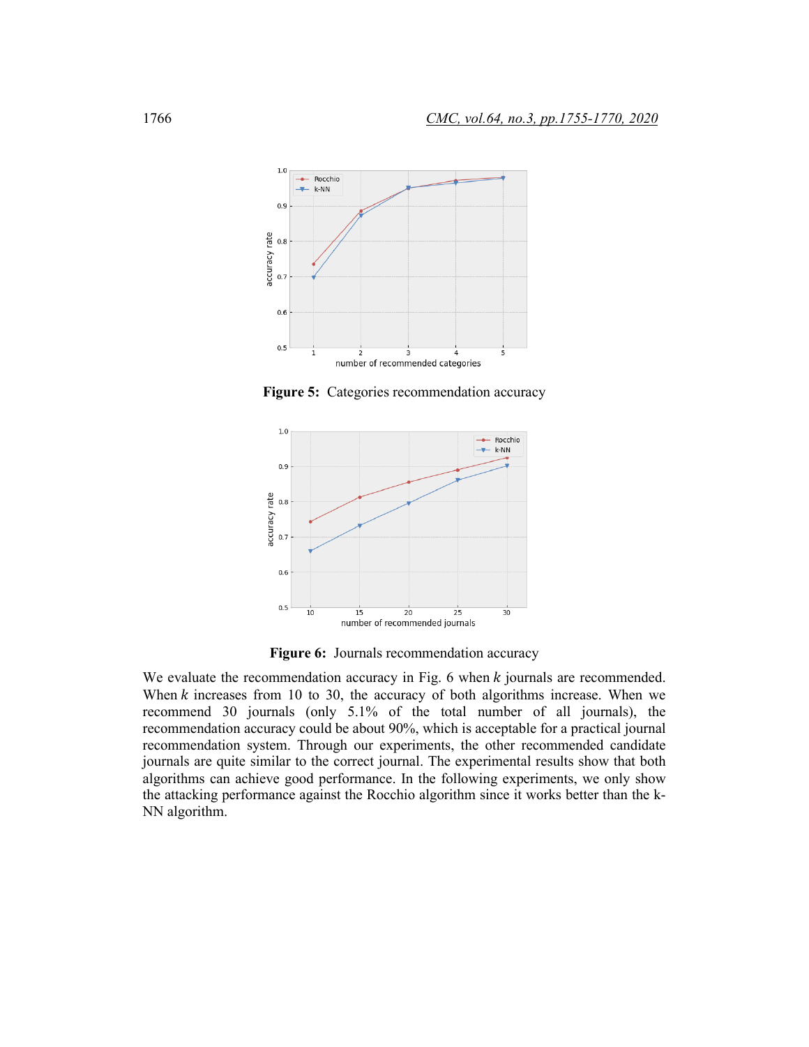**Figure 5:** Categories recommendation accuracy

**Figure 6:** Journals recommendation accuracy

We evaluate the recommendation accuracy in Fig. 6 when $k$ journals are recommended. When $k$ increases from 10 to 30, the accuracy of both algorithms increase. When we recommend 30 journals (only 5.1% of the total number of all journals), the recommendation accuracy could be about 90%, which is acceptable for a practical journal recommendation system. Through our experiments, the other recommended candidate journals are quite similar to the correct journal. The experimental results show that both algorithms can achieve good performance. In the following experiments, we only show the attacking performance against the Rocchio algorithm since it works better than the k-NN algorithm.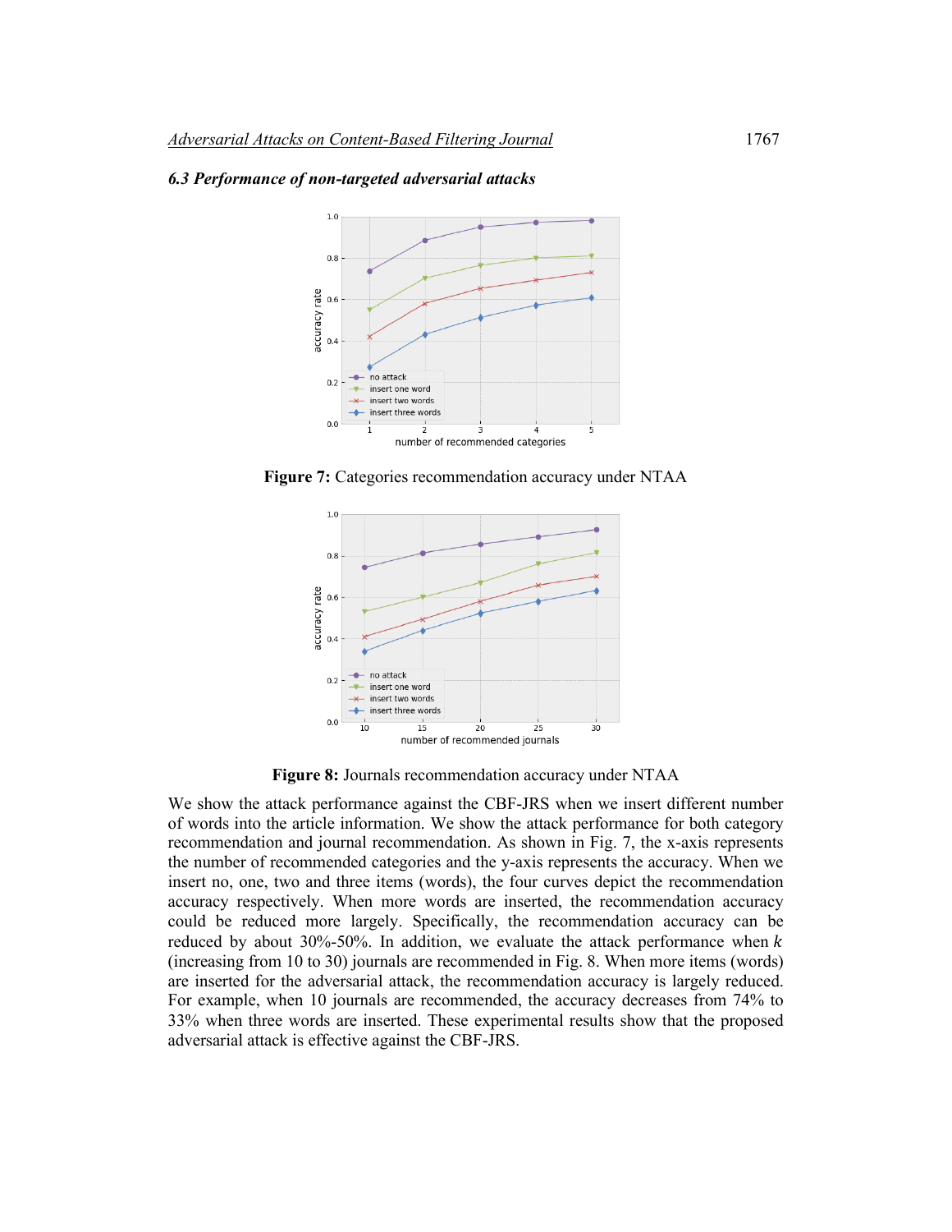### 6.3 Performance of non-targeted adversarial attacks

**Figure 7:** Categories recommendation accuracy under NTAA

**Figure 8:** Journals recommendation accuracy under NTAA

We show the attack performance against the CBF-JRS when we insert different number of words into the article information. We show the attack performance for both category recommendation and journal recommendation. As shown in Fig. 7, the x-axis represents the number of recommended categories and the y-axis represents the accuracy. When we insert no, one, two and three items (words), the four curves depict the recommendation accuracy respectively. When more words are inserted, the recommendation accuracy could be reduced more largely. Specifically, the recommendation accuracy can be reduced by about 30%-50%. In addition, we evaluate the attack performance when $k$ (increasing from 10 to 30) journals are recommended in Fig. 8. When more items (words) are inserted for the adversarial attack, the recommendation accuracy is largely reduced. For example, when 10 journals are recommended, the accuracy decreases from 74% to 33% when three words are inserted. These experimental results show that the proposed adversarial attack is effective against the CBF-JRS.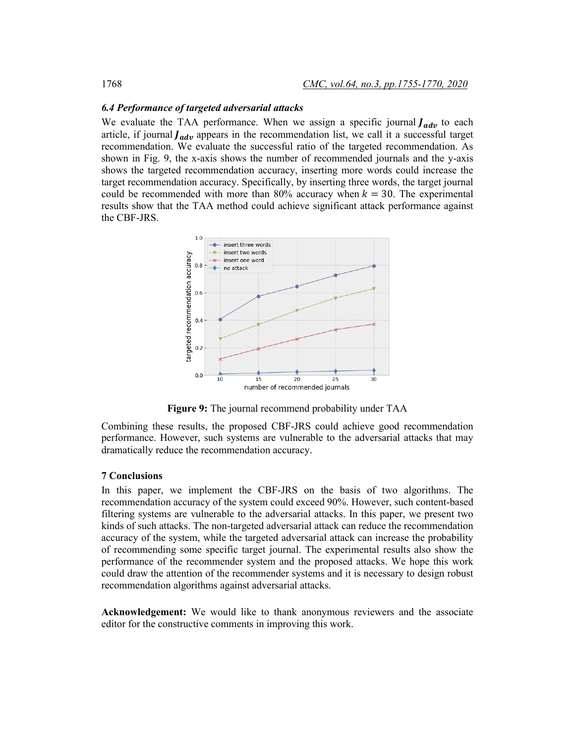### 6.4 Performance of targeted adversarial attacks

We evaluate the TAA performance. When we assign a specific journal $\boldsymbol{J_{adv}}$ to each article, if journal $\boldsymbol{J_{adv}}$ appears in the recommendation list, we call it a successful target recommendation. We evaluate the successful ratio of the targeted recommendation. As shown in Fig. 9, the x-axis shows the number of recommended journals and the y-axis shows the targeted recommendation accuracy, inserting more words could increase the target recommendation accuracy. Specifically, by inserting three words, the target journal could be recommended with more than 80% accuracy when $k = 30$. The experimental results show that the TAA method could achieve significant attack performance against the CBF-JRS.

**Figure 9:** The journal recommend probability under TAA

Combining these results, the proposed CBF-JRS could achieve good recommendation performance. However, such systems are vulnerable to the adversarial attacks that may dramatically reduce the recommendation accuracy.

## 7 Conclusions

In this paper, we implement the CBF-JRS on the basis of two algorithms. The recommendation accuracy of the system could exceed 90%. However, such content-based filtering systems are vulnerable to the adversarial attacks. In this paper, we present two kinds of such attacks. The non-targeted adversarial attack can reduce the recommendation accuracy of the system, while the targeted adversarial attack can increase the probability of recommending some specific target journal. The experimental results also show the performance of the recommender system and the proposed attacks. We hope this work could draw the attention of the recommender systems and it is necessary to design robust recommendation algorithms against adversarial attacks.

**Acknowledgement:** We would like to thank anonymous reviewers and the associate editor for the constructive comments in improving this work.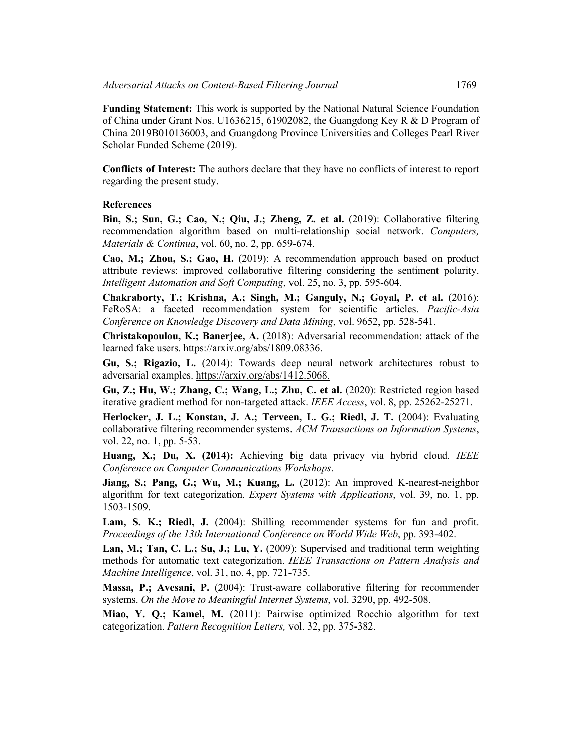**Funding Statement:** This work is supported by the National Natural Science Foundation of China under Grant Nos. U1636215, 61902082, the Guangdong Key R & D Program of China 2019B010136003, and Guangdong Province Universities and Colleges Pearl River Scholar Funded Scheme (2019).

**Conflicts of Interest:** The authors declare that they have no conflicts of interest to report regarding the present study.

## References

**Bin, S.; Sun, G.; Cao, N.; Qiu, J.; Zheng, Z. et al.** (2019): Collaborative filtering recommendation algorithm based on multi-relationship social network. *Computers, Materials & Continua*, vol. 60, no. 2, pp. 659-674.

**Cao, M.; Zhou, S.; Gao, H.** (2019): A recommendation approach based on product attribute reviews: improved collaborative filtering considering the sentiment polarity. *Intelligent Automation and Soft Computing*, vol. 25, no. 3, pp. 595-604.

**Chakraborty, T.; Krishna, A.; Singh, M.; Ganguly, N.; Goyal, P. et al.** (2016): FeRoSA: a faceted recommendation system for scientific articles. *Pacific-Asia Conference on Knowledge Discovery and Data Mining*, vol. 9652, pp. 528-541.

**Christakopoulou, K.; Banerjee, A.** (2018): Adversarial recommendation: attack of the learned fake users. https://arxiv.org/abs/1809.08336.

**Gu, S.; Rigazio, L.** (2014): Towards deep neural network architectures robust to adversarial examples. https://arxiv.org/abs/1412.5068.

**Gu, Z.; Hu, W.; Zhang, C.; Wang, L.; Zhu, C. et al.** (2020): Restricted region based iterative gradient method for non-targeted attack. *IEEE Access*, vol. 8, pp. 25262-25271.

**Herlocker, J. L.; Konstan, J. A.; Terveen, L. G.; Riedl, J. T.** (2004): Evaluating collaborative filtering recommender systems. *ACM Transactions on Information Systems*, vol. 22, no. 1, pp. 5-53.

**Huang, X.; Du, X. (2014):** Achieving big data privacy via hybrid cloud. *IEEE Conference on Computer Communications Workshops*.

**Jiang, S.; Pang, G.; Wu, M.; Kuang, L.** (2012): An improved K-nearest-neighbor algorithm for text categorization. *Expert Systems with Applications*, vol. 39, no. 1, pp. 1503-1509.

**Lam, S. K.; Riedl, J.** (2004): Shilling recommender systems for fun and profit. *Proceedings of the 13th International Conference on World Wide Web*, pp. 393-402.

**Lan, M.; Tan, C. L.; Su, J.; Lu, Y.** (2009): Supervised and traditional term weighting methods for automatic text categorization. *IEEE Transactions on Pattern Analysis and Machine Intelligence*, vol. 31, no. 4, pp. 721-735.

**Massa, P.; Avesani, P.** (2004): Trust-aware collaborative filtering for recommender systems. *On the Move to Meaningful Internet Systems*, vol. 3290, pp. 492-508.

**Miao, Y. Q.; Kamel, M.** (2011): Pairwise optimized Rocchio algorithm for text categorization. *Pattern Recognition Letters,* vol. 32, pp. 375-382.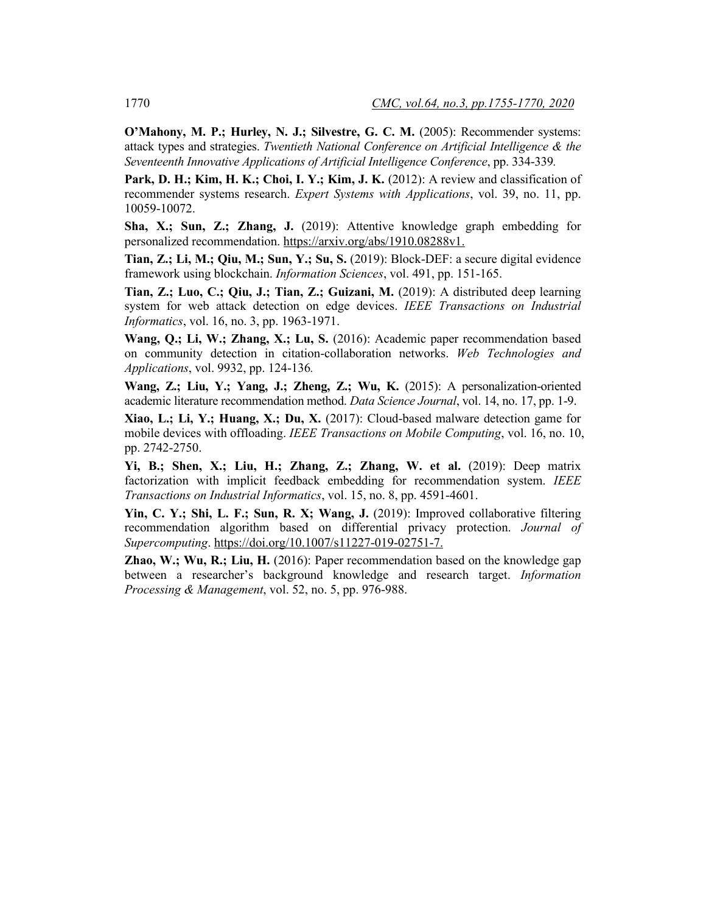**O'Mahony, M. P.; Hurley, N. J.; Silvestre, G. C. M.** (2005): Recommender systems: attack types and strategies. *Twentieth National Conference on Artificial Intelligence & the Seventeenth Innovative Applications of Artificial Intelligence Conference*, pp. 334-339.

**Park, D. H.; Kim, H. K.; Choi, I. Y.; Kim, J. K.** (2012): A review and classification of recommender systems research. *Expert Systems with Applications*, vol. 39, no. 11, pp. 10059-10072.

**Sha, X.; Sun, Z.; Zhang, J.** (2019): Attentive knowledge graph embedding for personalized recommendation. https://arxiv.org/abs/1910.08288v1.

**Tian, Z.; Li, M.; Qiu, M.; Sun, Y.; Su, S.** (2019): Block-DEF: a secure digital evidence framework using blockchain. *Information Sciences*, vol. 491, pp. 151-165.

**Tian, Z.; Luo, C.; Qiu, J.; Tian, Z.; Guizani, M.** (2019): A distributed deep learning system for web attack detection on edge devices. *IEEE Transactions on Industrial Informatics*, vol. 16, no. 3, pp. 1963-1971.

**Wang, Q.; Li, W.; Zhang, X.; Lu, S.** (2016): Academic paper recommendation based on community detection in citation-collaboration networks. *Web Technologies and Applications*, vol. 9932, pp. 124-136.

**Wang, Z.; Liu, Y.; Yang, J.; Zheng, Z.; Wu, K.** (2015): A personalization-oriented academic literature recommendation method. *Data Science Journal*, vol. 14, no. 17, pp. 1-9.

**Xiao, L.; Li, Y.; Huang, X.; Du, X.** (2017): Cloud-based malware detection game for mobile devices with offloading. *IEEE Transactions on Mobile Computing*, vol. 16, no. 10, pp. 2742-2750.

**Yi, B.; Shen, X.; Liu, H.; Zhang, Z.; Zhang, W. et al.** (2019): Deep matrix factorization with implicit feedback embedding for recommendation system. *IEEE Transactions on Industrial Informatics*, vol. 15, no. 8, pp. 4591-4601.

**Yin, C. Y.; Shi, L. F.; Sun, R. X; Wang, J.** (2019): Improved collaborative filtering recommendation algorithm based on differential privacy protection. *Journal of Supercomputing*. https://doi.org/10.1007/s11227-019-02751-7.

**Zhao, W.; Wu, R.; Liu, H.** (2016): Paper recommendation based on the knowledge gap between a researcher's background knowledge and research target. *Information Processing & Management*, vol. 52, no. 5, pp. 976-988.